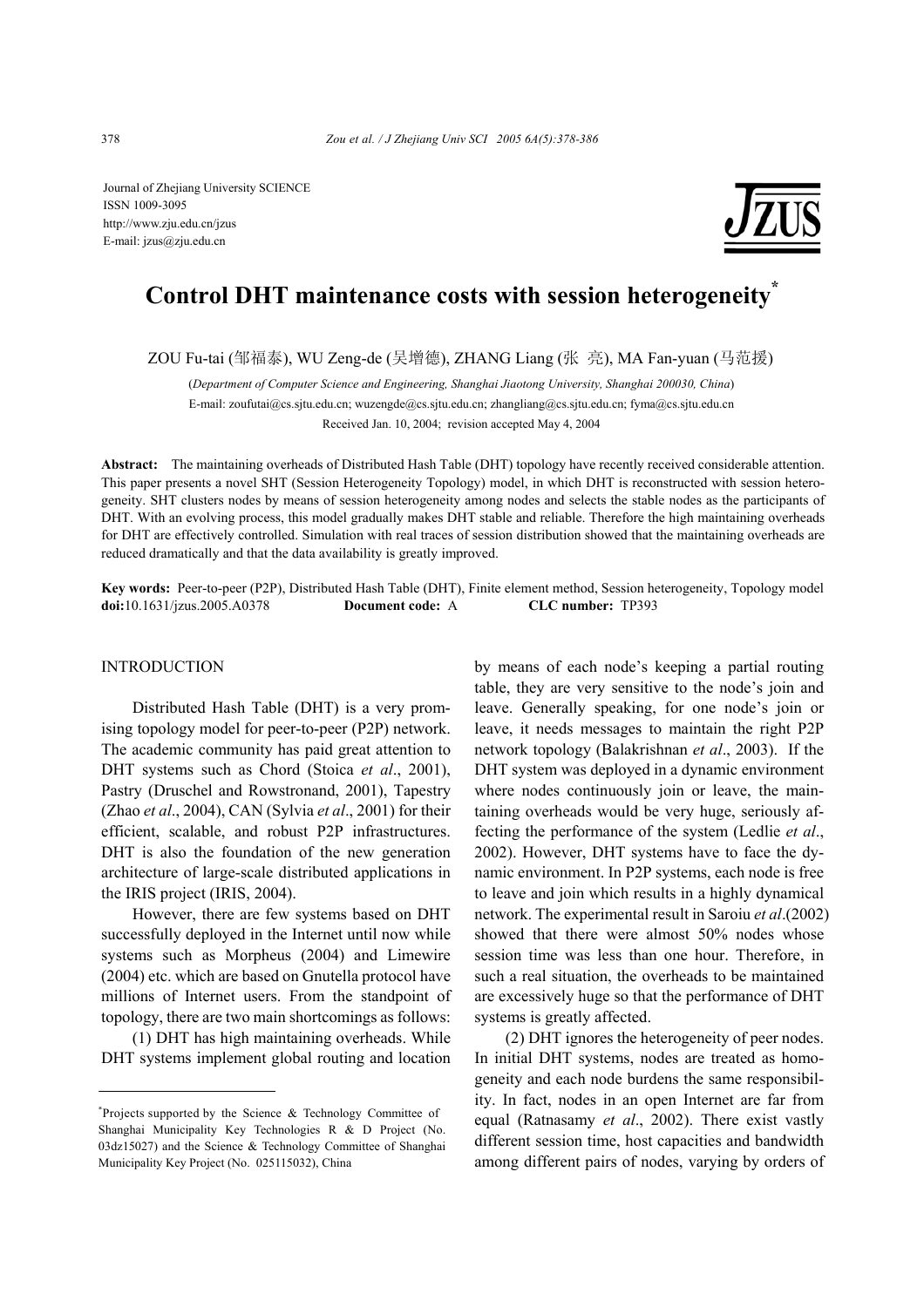Journal of Zhejiang University SCIENCE
ISSN 1009-3095
http://www.zju.edu.cn/jzus
E-mail: jzus@zju.edu.cn

# Control DHT maintenance costs with session heterogeneity*

ZOU Fu-tai (邹福泰), WU Zeng-de (吴增德), ZHANG Liang (张 亮), MA Fan-yuan (马范援)

(*Department of Computer Science and Engineering, Shanghai Jiaotong University, Shanghai 200030, China*)

E-mail: zoufutai@cs.sjtu.edu.cn; wuzengde@cs.sjtu.edu.cn; zhangliang@cs.sjtu.edu.cn; fyma@cs.sjtu.edu.cn

Received Jan. 10, 2004; revision accepted May 4, 2004

**Abstract:** The maintaining overheads of Distributed Hash Table (DHT) topology have recently received considerable attention. This paper presents a novel SHT (Session Heterogeneity Topology) model, in which DHT is reconstructed with session heterogeneity. SHT clusters nodes by means of session heterogeneity among nodes and selects the stable nodes as the participants of DHT. With an evolving process, this model gradually makes DHT stable and reliable. Therefore the high maintaining overheads for DHT are effectively controlled. Simulation with real traces of session distribution showed that the maintaining overheads are reduced dramatically and that the data availability is greatly improved.

**Key words:** Peer-to-peer (P2P), Distributed Hash Table (DHT), Finite element method, Session heterogeneity, Topology model
**doi:**10.1631/jzus.2005.A0378 **Document code:** A **CLC number:** TP393

## INTRODUCTION

Distributed Hash Table (DHT) is a very promising topology model for peer-to-peer (P2P) network. The academic community has paid great attention to DHT systems such as Chord (Stoica *et al*., 2001), Pastry (Druschel and Rowstronand, 2001), Tapestry (Zhao *et al*., 2004), CAN (Sylvia *et al*., 2001) for their efficient, scalable, and robust P2P infrastructures. DHT is also the foundation of the new generation architecture of large-scale distributed applications in the IRIS project (IRIS, 2004).

However, there are few systems based on DHT successfully deployed in the Internet until now while systems such as Morpheus (2004) and Limewire (2004) etc. which are based on Gnutella protocol have millions of Internet users. From the standpoint of topology, there are two main shortcomings as follows:

(1) DHT has high maintaining overheads. While DHT systems implement global routing and location by means of each node's keeping a partial routing table, they are very sensitive to the node's join and leave. Generally speaking, for one node's join or leave, it needs messages to maintain the right P2P network topology (Balakrishnan *et al*., 2003). If the DHT system was deployed in a dynamic environment where nodes continuously join or leave, the maintaining overheads would be very huge, seriously affecting the performance of the system (Ledlie *et al*., 2002). However, DHT systems have to face the dynamic environment. In P2P systems, each node is free to leave and join which results in a highly dynamical network. The experimental result in Saroiu *et al*.(2002) showed that there were almost 50% nodes whose session time was less than one hour. Therefore, in such a real situation, the overheads to be maintained are excessively huge so that the performance of DHT systems is greatly affected.

(2) DHT ignores the heterogeneity of peer nodes. In initial DHT systems, nodes are treated as homogeneity and each node burdens the same responsibility. In fact, nodes in an open Internet are far from equal (Ratnasamy *et al*., 2002). There exist vastly different session time, host capacities and bandwidth among different pairs of nodes, varying by orders of

---

*Projects supported by the Science & Technology Committee of Shanghai Municipality Key Technologies R & D Project (No. 03dz15027) and the Science & Technology Committee of Shanghai Municipality Key Project (No. 025115032), China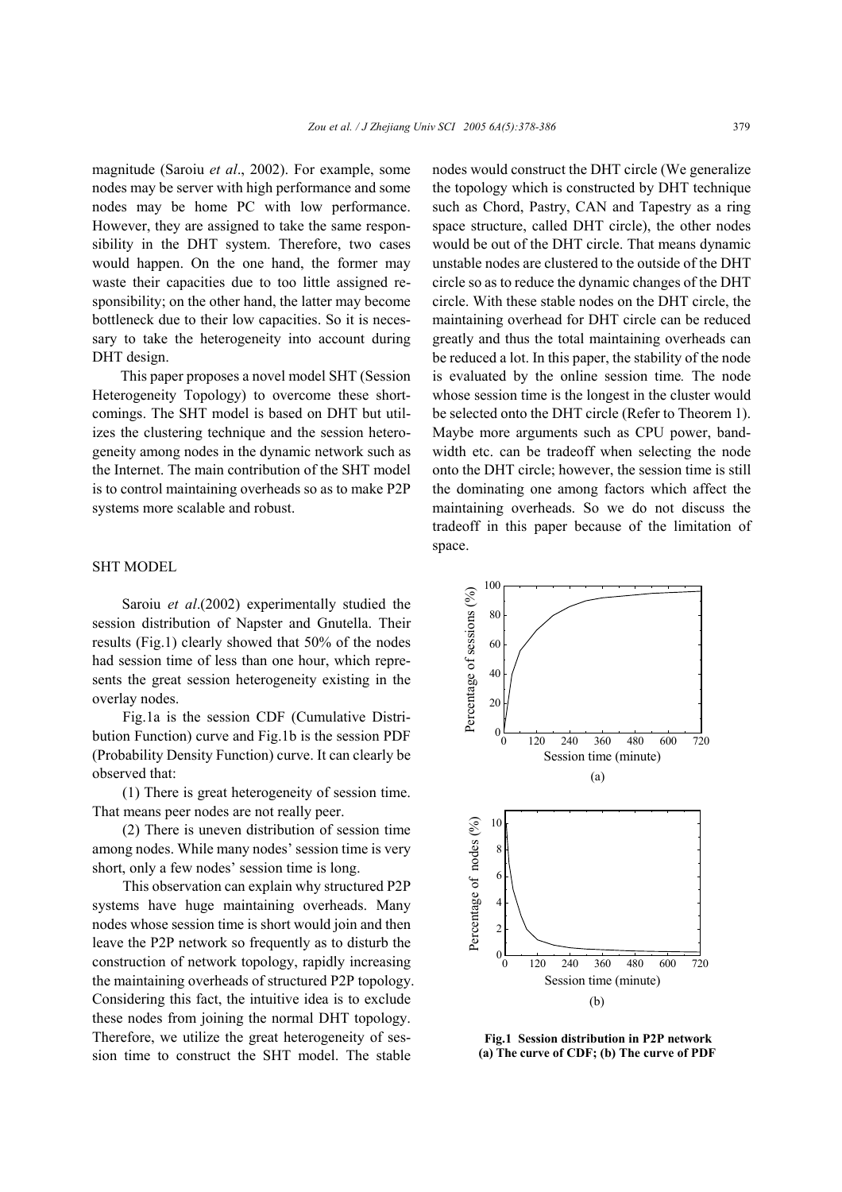magnitude (Saroiu *et al*., 2002). For example, some nodes may be server with high performance and some nodes may be home PC with low performance. However, they are assigned to take the same responsibility in the DHT system. Therefore, two cases would happen. On the one hand, the former may waste their capacities due to too little assigned responsibility; on the other hand, the latter may become bottleneck due to their low capacities. So it is necessary to take the heterogeneity into account during DHT design.

This paper proposes a novel model SHT (Session Heterogeneity Topology) to overcome these shortcomings. The SHT model is based on DHT but utilizes the clustering technique and the session heterogeneity among nodes in the dynamic network such as the Internet. The main contribution of the SHT model is to control maintaining overheads so as to make P2P systems more scalable and robust.

## SHT MODEL

Saroiu *et al*.(2002) experimentally studied the session distribution of Napster and Gnutella. Their results (Fig.1) clearly showed that 50% of the nodes had session time of less than one hour, which represents the great session heterogeneity existing in the overlay nodes.

Fig.1a is the session CDF (Cumulative Distribution Function) curve and Fig.1b is the session PDF (Probability Density Function) curve. It can clearly be observed that:

(1) There is great heterogeneity of session time. That means peer nodes are not really peer.

(2) There is uneven distribution of session time among nodes. While many nodes' session time is very short, only a few nodes' session time is long.

This observation can explain why structured P2P systems have huge maintaining overheads. Many nodes whose session time is short would join and then leave the P2P network so frequently as to disturb the construction of network topology, rapidly increasing the maintaining overheads of structured P2P topology. Considering this fact, the intuitive idea is to exclude these nodes from joining the normal DHT topology. Therefore, we utilize the great heterogeneity of session time to construct the SHT model. The stable nodes would construct the DHT circle (We generalize the topology which is constructed by DHT technique such as Chord, Pastry, CAN and Tapestry as a ring space structure, called DHT circle), the other nodes would be out of the DHT circle. That means dynamic unstable nodes are clustered to the outside of the DHT circle so as to reduce the dynamic changes of the DHT circle. With these stable nodes on the DHT circle, the maintaining overhead for DHT circle can be reduced greatly and thus the total maintaining overheads can be reduced a lot. In this paper, the stability of the node is evaluated by the online session time. The node whose session time is the longest in the cluster would be selected onto the DHT circle (Refer to Theorem 1). Maybe more arguments such as CPU power, bandwidth etc. can be tradeoff when selecting the node onto the DHT circle; however, the session time is still the dominating one among factors which affect the maintaining overheads. So we do not discuss the tradeoff in this paper because of the limitation of space.

**Fig.1 Session distribution in P2P network**
**(a) The curve of CDF; (b) The curve of PDF**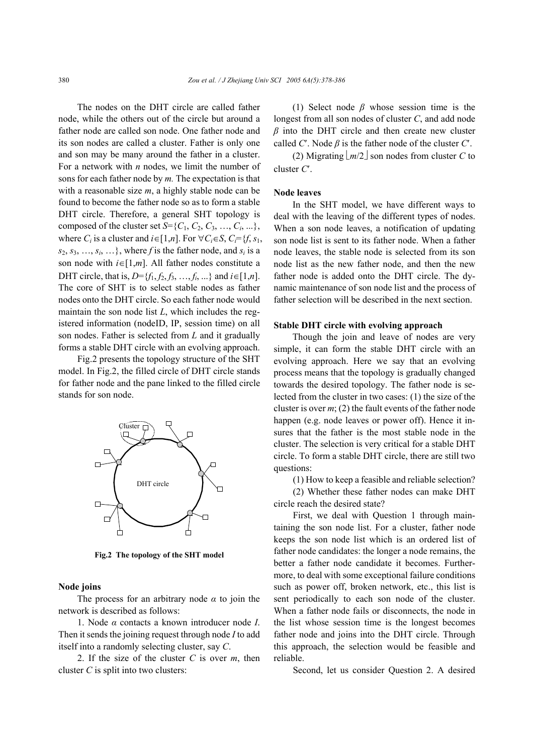The nodes on the DHT circle are called father node, while the others out of the circle but around a father node are called son node. One father node and its son nodes are called a cluster. Father is only one and son may be many around the father in a cluster. For a network with $n$ nodes, we limit the number of sons for each father node by $m$. The expectation is that with a reasonable size $m$, a highly stable node can be found to become the father node so as to form a stable DHT circle. Therefore, a general SHT topology is composed of the cluster set $S=\{C_1, C_2, C_3, \ldots, C_i, \ldots\}$, where $C_i$ is a cluster and $i\in[1,n]$. For $\forall C_i\in S$, $C_i=\{f, s_1, s_2, s_3, \ldots, s_i, \ldots\}$, where $f$ is the father node, and $s_i$ is a son node with $i\in[1,m]$. All father nodes constitute a DHT circle, that is, $D=\{f_1, f_2, f_3, \ldots, f_i, \ldots\}$ and $i\in[1,n]$. The core of SHT is to select stable nodes as father nodes onto the DHT circle. So each father node would maintain the son node list $L$, which includes the registered information (nodeID, IP, session time) on all son nodes. Father is selected from $L$ and it gradually forms a stable DHT circle with an evolving approach.

Fig.2 presents the topology structure of the SHT model. In Fig.2, the filled circle of DHT circle stands for father node and the pane linked to the filled circle stands for son node.

**Fig.2 The topology of the SHT model**

**Node joins**

The process for an arbitrary node $\alpha$ to join the network is described as follows:

1. Node $\alpha$ contacts a known introducer node $I$. Then it sends the joining request through node $I$ to add itself into a randomly selecting cluster, say $C$.

2. If the size of the cluster $C$ is over $m$, then cluster $C$ is split into two clusters:

(1) Select node $\beta$ whose session time is the longest from all son nodes of cluster $C$, and add node $\beta$ into the DHT circle and then create new cluster called $C'$. Node $\beta$ is the father node of the cluster $C'$.

(2) Migrating $\lfloor m/2 \rfloor$ son nodes from cluster $C$ to cluster $C'$.

**Node leaves**

In the SHT model, we have different ways to deal with the leaving of the different types of nodes. When a son node leaves, a notification of updating son node list is sent to its father node. When a father node leaves, the stable node is selected from its son node list as the new father node, and then the new father node is added onto the DHT circle. The dynamic maintenance of son node list and the process of father selection will be described in the next section.

**Stable DHT circle with evolving approach**

Though the join and leave of nodes are very simple, it can form the stable DHT circle with an evolving approach. Here we say that an evolving process means that the topology is gradually changed towards the desired topology. The father node is selected from the cluster in two cases: (1) the size of the cluster is over $m$; (2) the fault events of the father node happen (e.g. node leaves or power off). Hence it insures that the father is the most stable node in the cluster. The selection is very critical for a stable DHT circle. To form a stable DHT circle, there are still two questions:

(1) How to keep a feasible and reliable selection?

(2) Whether these father nodes can make DHT circle reach the desired state?

First, we deal with Question 1 through maintaining the son node list. For a cluster, father node keeps the son node list which is an ordered list of father node candidates: the longer a node remains, the better a father node candidate it becomes. Furthermore, to deal with some exceptional failure conditions such as power off, broken network, etc., this list is sent periodically to each son node of the cluster. When a father node fails or disconnects, the node in the list whose session time is the longest becomes father node and joins into the DHT circle. Through this approach, the selection would be feasible and reliable.

Second, let us consider Question 2. A desired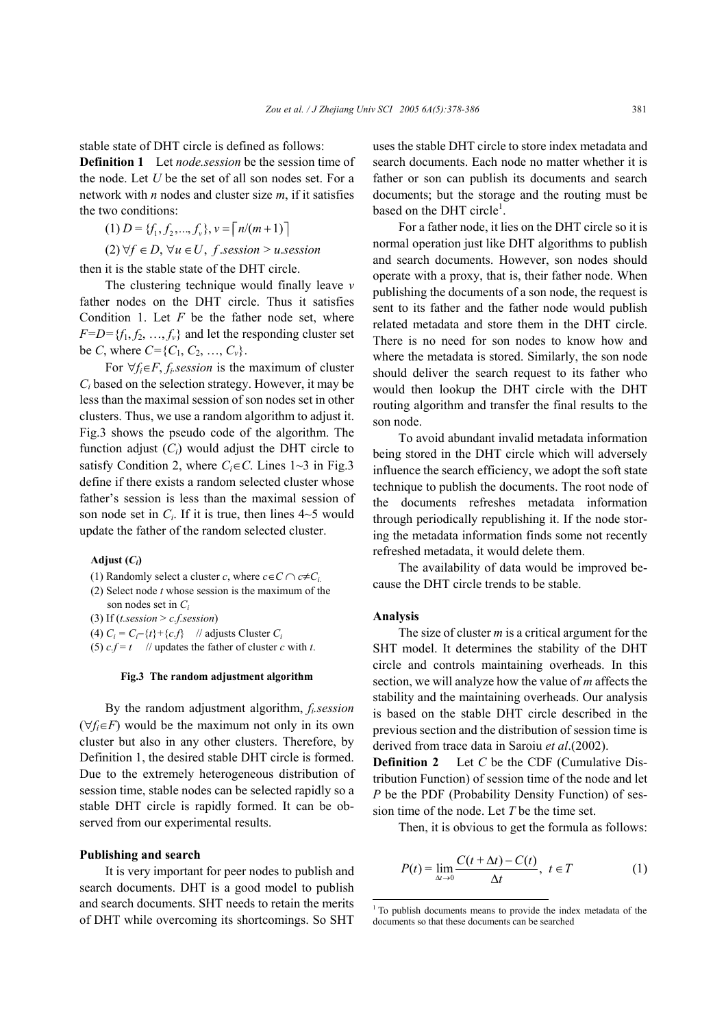stable state of DHT circle is defined as follows:

**Definition 1** Let *node.session* be the session time of the node. Let $U$ be the set of all son nodes set. For a network with $n$ nodes and cluster size $m$, if it satisfies the two conditions:

(1) $D=\{f_1, f_2, ..., f_v\}, v=\lceil n/(m+1) \rceil$

(2) $\forall f \in D, \forall u \in U, f.session > u.session$

then it is the stable state of the DHT circle.

The clustering technique would finally leave $v$ father nodes on the DHT circle. Thus it satisfies Condition 1. Let $F$ be the father node set, where $F=D=\{f_1, f_2, ..., f_v\}$ and let the responding cluster set be $C$, where $C=\{C_1, C_2, ..., C_v\}$.

For $\forall f_i \in F$, $f_i.session$ is the maximum of cluster $C_i$ based on the selection strategy. However, it may be less than the maximal session of son nodes set in other clusters. Thus, we use a random algorithm to adjust it. Fig.3 shows the pseudo code of the algorithm. The function adjust ($C_i$) would adjust the DHT circle to satisfy Condition 2, where $C_i \in C$. Lines 1~3 in Fig.3 define if there exists a random selected cluster whose father's session is less than the maximal session of son node set in $C_i$. If it is true, then lines 4~5 would update the father of the random selected cluster.

```
Adjust (Ci)
(1) Randomly select a cluster c, where c∈C ∩ c≠Ci.
(2) Select node t whose session is the maximum of the
    son nodes set in Ci
(3) If (t.session > c.f.session)
(4) Ci = Ci−{t}+{c.f}    // adjusts Cluster Ci
(5) c.f = t    // updates the father of cluster c with t.
```

**Fig.3 The random adjustment algorithm**

By the random adjustment algorithm, $f_i.session$ ($\forall f_i \in F$) would be the maximum not only in its own cluster but also in any other clusters. Therefore, by Definition 1, the desired stable DHT circle is formed. Due to the extremely heterogeneous distribution of session time, stable nodes can be selected rapidly so a stable DHT circle is rapidly formed. It can be observed from our experimental results.

### Publishing and search

It is very important for peer nodes to publish and search documents. DHT is a good model to publish and search documents. SHT needs to retain the merits of DHT while overcoming its shortcomings. So SHT uses the stable DHT circle to store index metadata and search documents. Each node no matter whether it is father or son can publish its documents and search documents; but the storage and the routing must be based on the DHT circle[1].

For a father node, it lies on the DHT circle so it is normal operation just like DHT algorithms to publish and search documents. However, son nodes should operate with a proxy, that is, their father node. When publishing the documents of a son node, the request is sent to its father and the father node would publish related metadata and store them in the DHT circle. There is no need for son nodes to know how and where the metadata is stored. Similarly, the son node should deliver the search request to its father who would then lookup the DHT circle with the DHT routing algorithm and transfer the final results to the son node.

To avoid abundant invalid metadata information being stored in the DHT circle which will adversely influence the search efficiency, we adopt the soft state technique to publish the documents. The root node of the documents refreshes metadata information through periodically republishing it. If the node storing the metadata information finds some not recently refreshed metadata, it would delete them.

The availability of data would be improved because the DHT circle trends to be stable.

### Analysis

The size of cluster $m$ is a critical argument for the SHT model. It determines the stability of the DHT circle and controls maintaining overheads. In this section, we will analyze how the value of $m$ affects the stability and the maintaining overheads. Our analysis is based on the stable DHT circle described in the previous section and the distribution of session time is derived from trace data in Saroiu *et al*.(2002).

**Definition 2** Let $C$ be the CDF (Cumulative Distribution Function) of session time of the node and let $P$ be the PDF (Probability Density Function) of session time of the node. Let $T$ be the time set.

Then, it is obvious to get the formula as follows:

$$P(t)=\lim_{\Delta t \to 0} \frac{C(t+\Delta t)-C(t)}{\Delta t}, \ t \in T \tag{1}$$

[1] To publish documents means to provide the index metadata of the documents so that these documents can be searched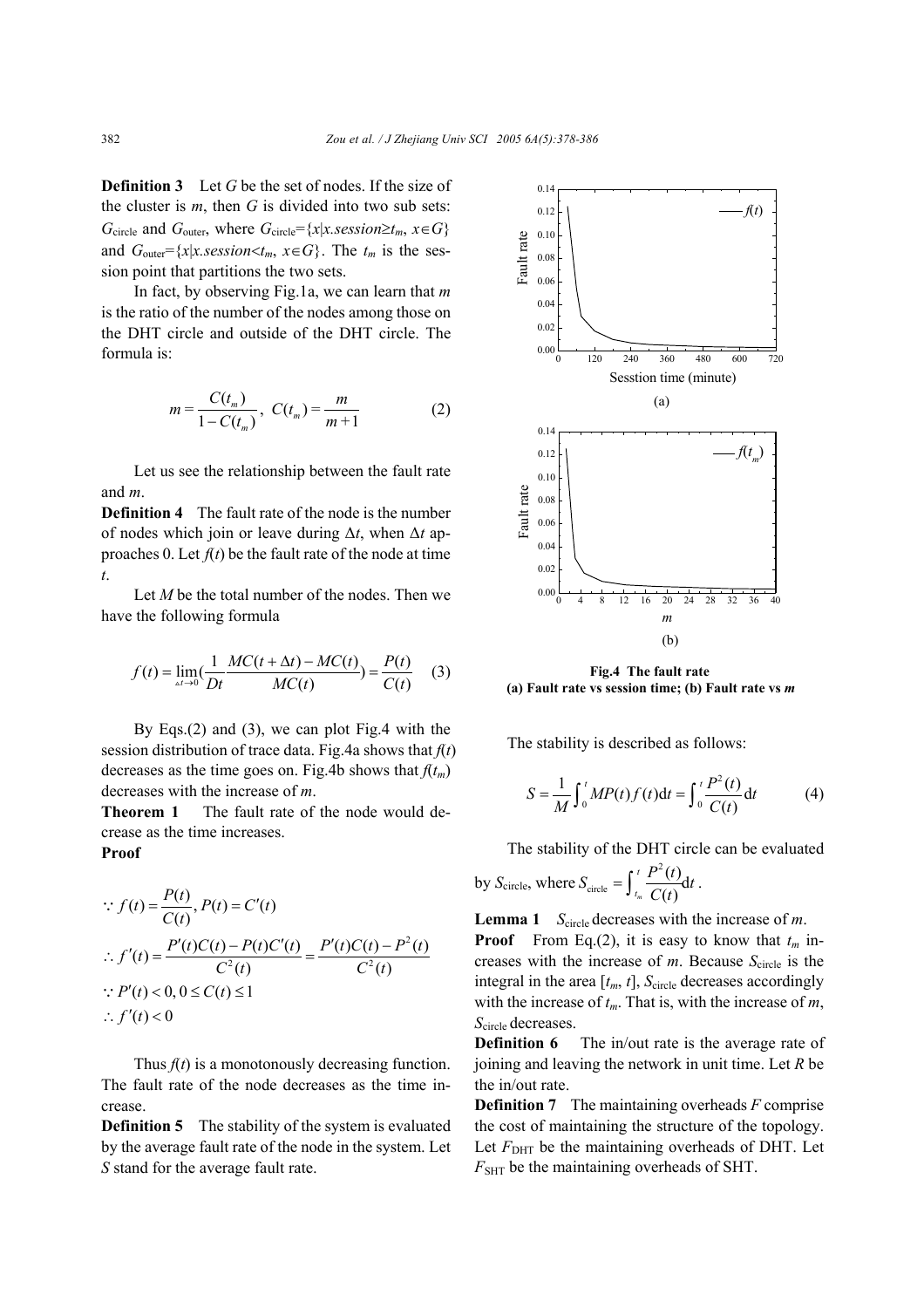**Definition 3** Let $G$ be the set of nodes. If the size of the cluster is $m$, then $G$ is divided into two sub sets: $G_{\text{circle}}$ and $G_{\text{outer}}$, where $G_{\text{circle}}=\{x|x.session\geq t_m, x\in G\}$ and $G_{\text{outer}}=\{x|x.session<t_m, x\in G\}$. The $t_m$ is the session point that partitions the two sets.

In fact, by observing Fig.1a, we can learn that $m$ is the ratio of the number of the nodes among those on the DHT circle and outside of the DHT circle. The formula is:

$$m=\frac{C(t_m)}{1-C(t_m)},\ C(t_m)=\frac{m}{m+1} \tag{2}$$

Let us see the relationship between the fault rate and $m$.

**Definition 4** The fault rate of the node is the number of nodes which join or leave during $\Delta t$, when $\Delta t$ approaches 0. Let $f(t)$ be the fault rate of the node at time $t$.

Let $M$ be the total number of the nodes. Then we have the following formula

$$f(t)=\lim_{\Delta t\to 0}\left(\frac{1}{Dt}\frac{MC(t+\Delta t)-MC(t)}{MC(t)}\right)=\frac{P(t)}{C(t)} \tag{3}$$

By Eqs.(2) and (3), we can plot Fig.4 with the session distribution of trace data. Fig.4a shows that $f(t)$ decreases as the time goes on. Fig.4b shows that $f(t_m)$ decreases with the increase of $m$.

**Theorem 1** The fault rate of the node would decrease as the time increases.

**Proof**

$$\because f(t)=\frac{P(t)}{C(t)}, P(t)=C'(t)$$

$$\therefore f'(t)=\frac{P'(t)C(t)-P(t)C'(t)}{C^2(t)}=\frac{P'(t)C(t)-P^2(t)}{C^2(t)}$$

$$\because P'(t)<0, 0\leq C(t)\leq 1$$

$$\therefore f'(t)<0$$

Thus $f(t)$ is a monotonously decreasing function. The fault rate of the node decreases as the time increase.

**Definition 5** The stability of the system is evaluated by the average fault rate of the node in the system. Let $S$ stand for the average fault rate.

Fig.4 The fault rate
(a) Fault rate vs session time; (b) Fault rate vs $m$

The stability is described as follows:

$$S=\frac{1}{M}\int_0^t MP(t)f(t)\mathrm{d}t=\int_0^t\frac{P^2(t)}{C(t)}\mathrm{d}t \tag{4}$$

The stability of the DHT circle can be evaluated by $S_{\text{circle}}$, where $S_{\text{circle}}=\int_{t_m}^{t}\frac{P^2(t)}{C(t)}\mathrm{d}t$.

**Lemma 1** $S_{\text{circle}}$ decreases with the increase of $m$.

**Proof** From Eq.(2), it is easy to know that $t_m$ increases with the increase of $m$. Because $S_{\text{circle}}$ is the integral in the area $[t_m, t]$, $S_{\text{circle}}$ decreases accordingly with the increase of $t_m$. That is, with the increase of $m$, $S_{\text{circle}}$ decreases.

**Definition 6** The in/out rate is the average rate of joining and leaving the network in unit time. Let $R$ be the in/out rate.

**Definition 7** The maintaining overheads $F$ comprise the cost of maintaining the structure of the topology. Let $F_{\text{DHT}}$ be the maintaining overheads of DHT. Let $F_{\text{SHT}}$ be the maintaining overheads of SHT.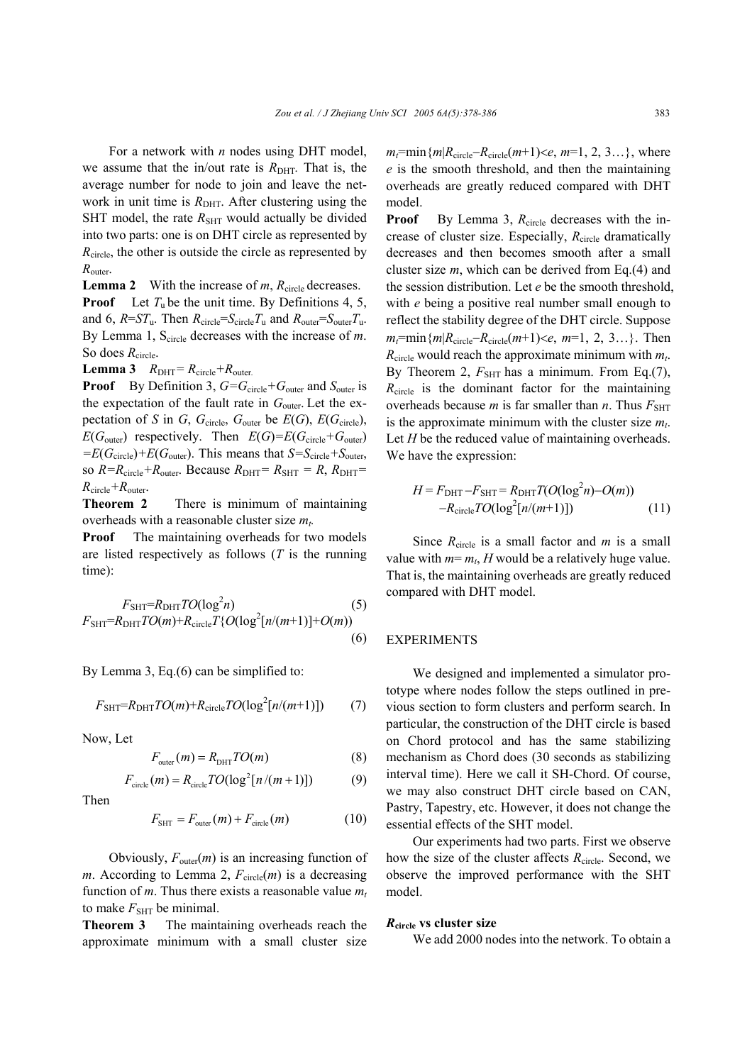For a network with $n$ nodes using DHT model, we assume that the in/out rate is $R_{\mathrm{DHT}}$. That is, the average number for node to join and leave the network in unit time is $R_{\mathrm{DHT}}$. After clustering using the SHT model, the rate $R_{\mathrm{SHT}}$ would actually be divided into two parts: one is on DHT circle as represented by $R_{\mathrm{circle}}$, the other is outside the circle as represented by $R_{\mathrm{outer}}$.

**Lemma 2** With the increase of $m$, $R_{\mathrm{circle}}$ decreases.

**Proof** Let $T_{\mathrm{u}}$ be the unit time. By Definitions 4, 5, and 6, $R=ST_{\mathrm{u}}$. Then $R_{\mathrm{circle}}=S_{\mathrm{circle}}T_{\mathrm{u}}$ and $R_{\mathrm{outer}}=S_{\mathrm{outer}}T_{\mathrm{u}}$. By Lemma 1, $S_{\mathrm{circle}}$ decreases with the increase of $m$. So does $R_{\mathrm{circle}}$.

**Lemma 3** $R_{\mathrm{DHT}}= R_{\mathrm{circle}}+R_{\mathrm{outer}}$.

**Proof** By Definition 3, $G=G_{\mathrm{circle}}+G_{\mathrm{outer}}$ and $S_{\mathrm{outer}}$ is the expectation of the fault rate in $G_{\mathrm{outer}}$. Let the expectation of $S$ in $G$, $G_{\mathrm{circle}}$, $G_{\mathrm{outer}}$ be $E(G)$, $E(G_{\mathrm{circle}})$, $E(G_{\mathrm{outer}})$ respectively. Then $E(G)=E(G_{\mathrm{circle}}+G_{\mathrm{outer}}) =E(G_{\mathrm{circle}})+E(G_{\mathrm{outer}})$. This means that $S=S_{\mathrm{circle}}+S_{\mathrm{outer}}$, so $R=R_{\mathrm{circle}}+R_{\mathrm{outer}}$. Because $R_{\mathrm{DHT}}= R_{\mathrm{SHT}} = R$, $R_{\mathrm{DHT}}= R_{\mathrm{circle}}+R_{\mathrm{outer}}$.

**Theorem 2** There is minimum of maintaining overheads with a reasonable cluster size $m_t$.

**Proof** The maintaining overheads for two models are listed respectively as follows ($T$ is the running time):

$$F_{\mathrm{SHT}}=R_{\mathrm{DHT}}TO(\log^2 n) \tag{5}$$

$$F_{\mathrm{SHT}}=R_{\mathrm{DHT}}TO(m)+R_{\mathrm{circle}}T\{O(\log^2[n/(m+1)]+O(m)) \tag{6}$$

By Lemma 3, Eq.(6) can be simplified to:

$$F_{\mathrm{SHT}}=R_{\mathrm{DHT}}TO(m)+R_{\mathrm{circle}}TO(\log^2[n/(m+1)]) \tag{7}$$

Now, Let

$$F_{\mathrm{outer}}(m)=R_{\mathrm{DHT}}TO(m) \tag{8}$$

$$F_{\mathrm{circle}}(m)=R_{\mathrm{circle}}TO(\log^2[n/(m+1)]) \tag{9}$$

Then

$$F_{\mathrm{SHT}}=F_{\mathrm{outer}}(m)+F_{\mathrm{circle}}(m) \tag{10}$$

Obviously, $F_{\mathrm{outer}}(m)$ is an increasing function of $m$. According to Lemma 2, $F_{\mathrm{circle}}(m)$ is a decreasing function of $m$. Thus there exists a reasonable value $m_t$ to make $F_{\mathrm{SHT}}$ be minimal.

**Theorem 3** The maintaining overheads reach the approximate minimum with a small cluster size $m_t=\min\{m|R_{\mathrm{circle}}-R_{\mathrm{circle}}(m+1)<e, m=1, 2, 3\ldots\}$, where $e$ is the smooth threshold, and then the maintaining overheads are greatly reduced compared with DHT model.

**Proof** By Lemma 3, $R_{\mathrm{circle}}$ decreases with the increase of cluster size. Especially, $R_{\mathrm{circle}}$ dramatically decreases and then becomes smooth after a small cluster size $m$, which can be derived from Eq.(4) and the session distribution. Let $e$ be the smooth threshold, with $e$ being a positive real number small enough to reflect the stability degree of the DHT circle. Suppose $m_t=\min\{m|R_{\mathrm{circle}}-R_{\mathrm{circle}}(m+1)<e, m=1, 2, 3\ldots\}$. Then $R_{\mathrm{circle}}$ would reach the approximate minimum with $m_t$. By Theorem 2, $F_{\mathrm{SHT}}$ has a minimum. From Eq.(7), $R_{\mathrm{circle}}$ is the dominant factor for the maintaining overheads because $m$ is far smaller than $n$. Thus $F_{\mathrm{SHT}}$ is the approximate minimum with the cluster size $m_t$. Let $H$ be the reduced value of maintaining overheads. We have the expression:

$$H = F_{\mathrm{DHT}} - F_{\mathrm{SHT}} = R_{\mathrm{DHT}}T(O(\log^2 n)-O(m)) - R_{\mathrm{circle}}TO(\log^2[n/(m+1)]) \tag{11}$$

Since $R_{\mathrm{circle}}$ is a small factor and $m$ is a small value with $m= m_t$, $H$ would be a relatively huge value. That is, the maintaining overheads are greatly reduced compared with DHT model.

## EXPERIMENTS

We designed and implemented a simulator prototype where nodes follow the steps outlined in previous section to form clusters and perform search. In particular, the construction of the DHT circle is based on Chord protocol and has the same stabilizing mechanism as Chord does (30 seconds as stabilizing interval time). Here we call it SH-Chord. Of course, we may also construct DHT circle based on CAN, Pastry, Tapestry, etc. However, it does not change the essential effects of the SHT model.

Our experiments had two parts. First we observe how the size of the cluster affects $R_{\mathrm{circle}}$. Second, we observe the improved performance with the SHT model.

### $R_{\mathrm{circle}}$ vs cluster size

We add 2000 nodes into the network. To obtain a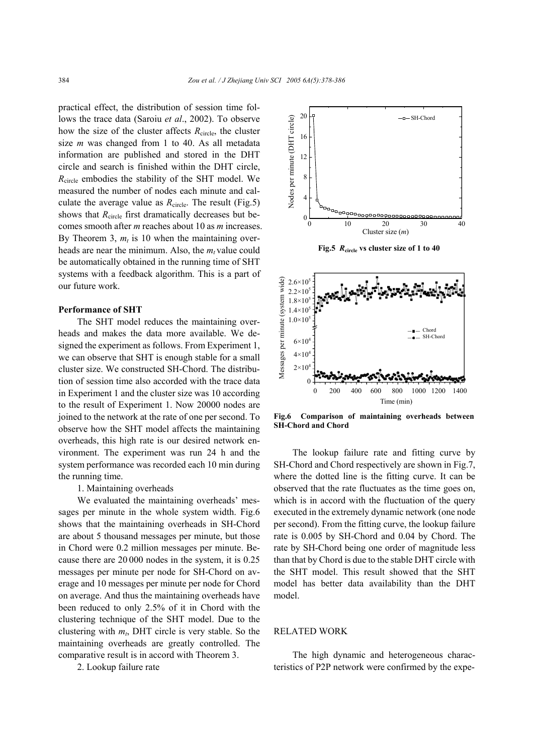practical effect, the distribution of session time follows the trace data (Saroiu *et al*., 2002). To observe how the size of the cluster affects $R_{circle}$, the cluster size $m$ was changed from 1 to 40. As all metadata information are published and stored in the DHT circle and search is finished within the DHT circle, $R_{circle}$ embodies the stability of the SHT model. We measured the number of nodes each minute and calculate the average value as $R_{circle}$. The result (Fig.5) shows that $R_{circle}$ first dramatically decreases but becomes smooth after $m$ reaches about 10 as $m$ increases. By Theorem 3, $m_t$ is 10 when the maintaining overheads are near the minimum. Also, the $m_t$ value could be automatically obtained in the running time of SHT systems with a feedback algorithm. This is a part of our future work.

**Performance of SHT**

The SHT model reduces the maintaining overheads and makes the data more available. We designed the experiment as follows. From Experiment 1, we can observe that SHT is enough stable for a small cluster size. We constructed SH-Chord. The distribution of session time also accorded with the trace data in Experiment 1 and the cluster size was 10 according to the result of Experiment 1. Now 20000 nodes are joined to the network at the rate of one per second. To observe how the SHT model affects the maintaining overheads, this high rate is our desired network environment. The experiment was run 24 h and the system performance was recorded each 10 min during the running time.

1. Maintaining overheads

We evaluated the maintaining overheads' messages per minute in the whole system width. Fig.6 shows that the maintaining overheads in SH-Chord are about 5 thousand messages per minute, but those in Chord were 0.2 million messages per minute. Because there are 20 000 nodes in the system, it is 0.25 messages per minute per node for SH-Chord on average and 10 messages per minute per node for Chord on average. And thus the maintaining overheads have been reduced to only 2.5% of it in Chord with the clustering technique of the SHT model. Due to the clustering with $m_t$, DHT circle is very stable. So the maintaining overheads are greatly controlled. The comparative result is in accord with Theorem 3.

2. Lookup failure rate

**Fig.5 $R_{circle}$ vs cluster size of 1 to 40**

**Fig.6 Comparison of maintaining overheads between SH-Chord and Chord**

The lookup failure rate and fitting curve by SH-Chord and Chord respectively are shown in Fig.7, where the dotted line is the fitting curve. It can be observed that the rate fluctuates as the time goes on, which is in accord with the fluctuation of the query executed in the extremely dynamic network (one node per second). From the fitting curve, the lookup failure rate is 0.005 by SH-Chord and 0.04 by Chord. The rate by SH-Chord being one order of magnitude less than that by Chord is due to the stable DHT circle with the SHT model. This result showed that the SHT model has better data availability than the DHT model.

## RELATED WORK

The high dynamic and heterogeneous characteristics of P2P network were confirmed by the expe-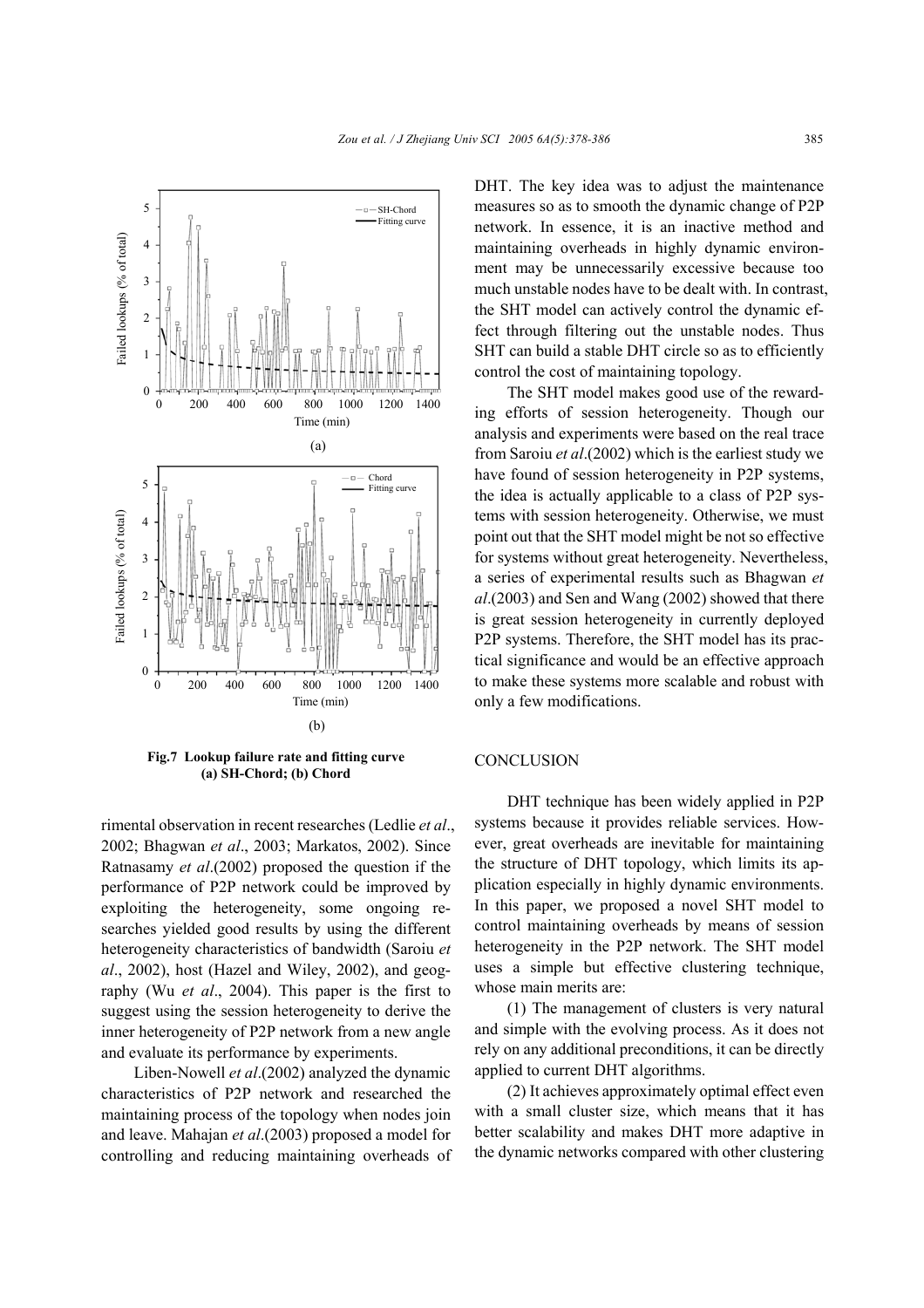Fig.7 Lookup failure rate and fitting curve (a) SH-Chord; (b) Chord

rimental observation in recent researches (Ledlie *et al*., 2002; Bhagwan *et al*., 2003; Markatos, 2002). Since Ratnasamy *et al*.(2002) proposed the question if the performance of P2P network could be improved by exploiting the heterogeneity, some ongoing researches yielded good results by using the different heterogeneity characteristics of bandwidth (Saroiu *et al*., 2002), host (Hazel and Wiley, 2002), and geography (Wu *et al*., 2004). This paper is the first to suggest using the session heterogeneity to derive the inner heterogeneity of P2P network from a new angle and evaluate its performance by experiments.

Liben-Nowell *et al*.(2002) analyzed the dynamic characteristics of P2P network and researched the maintaining process of the topology when nodes join and leave. Mahajan *et al*.(2003) proposed a model for controlling and reducing maintaining overheads of DHT. The key idea was to adjust the maintenance measures so as to smooth the dynamic change of P2P network. In essence, it is an inactive method and maintaining overheads in highly dynamic environment may be unnecessarily excessive because too much unstable nodes have to be dealt with. In contrast, the SHT model can actively control the dynamic effect through filtering out the unstable nodes. Thus SHT can build a stable DHT circle so as to efficiently control the cost of maintaining topology.

The SHT model makes good use of the rewarding efforts of session heterogeneity. Though our analysis and experiments were based on the real trace from Saroiu *et al*.(2002) which is the earliest study we have found of session heterogeneity in P2P systems, the idea is actually applicable to a class of P2P systems with session heterogeneity. Otherwise, we must point out that the SHT model might be not so effective for systems without great heterogeneity. Nevertheless, a series of experimental results such as Bhagwan *et al*.(2003) and Sen and Wang (2002) showed that there is great session heterogeneity in currently deployed P2P systems. Therefore, the SHT model has its practical significance and would be an effective approach to make these systems more scalable and robust with only a few modifications.

## CONCLUSION

DHT technique has been widely applied in P2P systems because it provides reliable services. However, great overheads are inevitable for maintaining the structure of DHT topology, which limits its application especially in highly dynamic environments. In this paper, we proposed a novel SHT model to control maintaining overheads by means of session heterogeneity in the P2P network. The SHT model uses a simple but effective clustering technique, whose main merits are:

(1) The management of clusters is very natural and simple with the evolving process. As it does not rely on any additional preconditions, it can be directly applied to current DHT algorithms.

(2) It achieves approximately optimal effect even with a small cluster size, which means that it has better scalability and makes DHT more adaptive in the dynamic networks compared with other clustering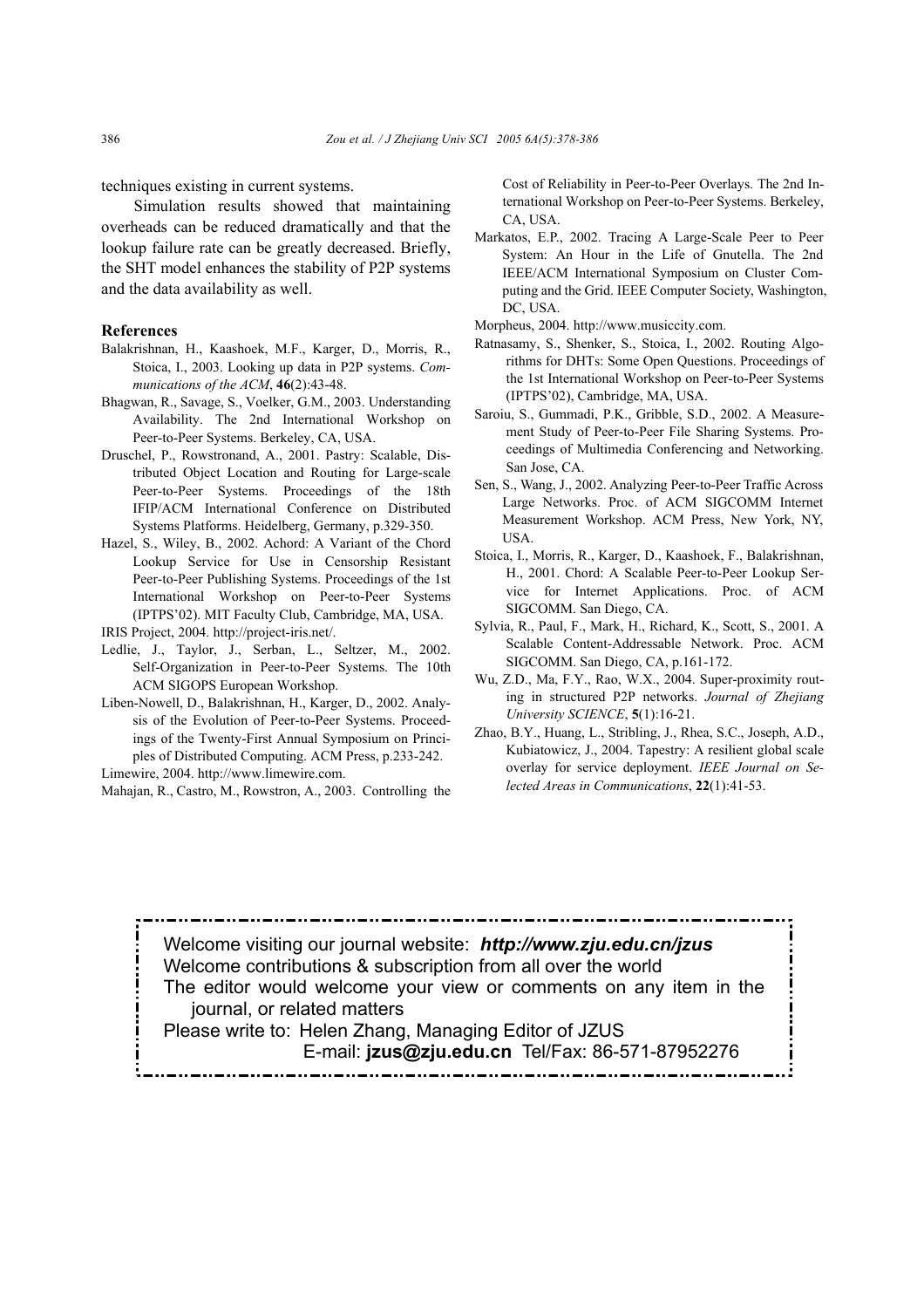techniques existing in current systems.

Simulation results showed that maintaining overheads can be reduced dramatically and that the lookup failure rate can be greatly decreased. Briefly, the SHT model enhances the stability of P2P systems and the data availability as well.

## References

Balakrishnan, H., Kaashoek, M.F., Karger, D., Morris, R., Stoica, I., 2003. Looking up data in P2P systems. *Communications of the ACM*, **46**(2):43-48.

Bhagwan, R., Savage, S., Voelker, G.M., 2003. Understanding Availability. The 2nd International Workshop on Peer-to-Peer Systems. Berkeley, CA, USA.

Druschel, P., Rowstronand, A., 2001. Pastry: Scalable, Distributed Object Location and Routing for Large-scale Peer-to-Peer Systems. Proceedings of the 18th IFIP/ACM International Conference on Distributed Systems Platforms. Heidelberg, Germany, p.329-350.

Hazel, S., Wiley, B., 2002. Achord: A Variant of the Chord Lookup Service for Use in Censorship Resistant Peer-to-Peer Publishing Systems. Proceedings of the 1st International Workshop on Peer-to-Peer Systems (IPTPS'02). MIT Faculty Club, Cambridge, MA, USA.

IRIS Project, 2004. http://project-iris.net/.

Ledlie, J., Taylor, J., Serban, L., Seltzer, M., 2002. Self-Organization in Peer-to-Peer Systems. The 10th ACM SIGOPS European Workshop.

Liben-Nowell, D., Balakrishnan, H., Karger, D., 2002. Analysis of the Evolution of Peer-to-Peer Systems. Proceedings of the Twenty-First Annual Symposium on Principles of Distributed Computing. ACM Press, p.233-242.

Limewire, 2004. http://www.limewire.com.

Mahajan, R., Castro, M., Rowstron, A., 2003. Controlling the Cost of Reliability in Peer-to-Peer Overlays. The 2nd International Workshop on Peer-to-Peer Systems. Berkeley, CA, USA.

Markatos, E.P., 2002. Tracing A Large-Scale Peer to Peer System: An Hour in the Life of Gnutella. The 2nd IEEE/ACM International Symposium on Cluster Computing and the Grid. IEEE Computer Society, Washington, DC, USA.

Morpheus, 2004. http://www.musiccity.com.

Ratnasamy, S., Shenker, S., Stoica, I., 2002. Routing Algorithms for DHTs: Some Open Questions. Proceedings of the 1st International Workshop on Peer-to-Peer Systems (IPTPS'02), Cambridge, MA, USA.

Saroiu, S., Gummadi, P.K., Gribble, S.D., 2002. A Measurement Study of Peer-to-Peer File Sharing Systems. Proceedings of Multimedia Conferencing and Networking. San Jose, CA.

Sen, S., Wang, J., 2002. Analyzing Peer-to-Peer Traffic Across Large Networks. Proc. of ACM SIGCOMM Internet Measurement Workshop. ACM Press, New York, NY, USA.

Stoica, I., Morris, R., Karger, D., Kaashoek, F., Balakrishnan, H., 2001. Chord: A Scalable Peer-to-Peer Lookup Service for Internet Applications. Proc. of ACM SIGCOMM. San Diego, CA.

Sylvia, R., Paul, F., Mark, H., Richard, K., Scott, S., 2001. A Scalable Content-Addressable Network. Proc. ACM SIGCOMM. San Diego, CA, p.161-172.

Wu, Z.D., Ma, F.Y., Rao, W.X., 2004. Super-proximity routing in structured P2P networks. *Journal of Zhejiang University SCIENCE*, **5**(1):16-21.

Zhao, B.Y., Huang, L., Stribling, J., Rhea, S.C., Joseph, A.D., Kubiatowicz, J., 2004. Tapestry: A resilient global scale overlay for service deployment. *IEEE Journal on Selected Areas in Communications*, **22**(1):41-53.

---

Welcome visiting our journal website: ***http://www.zju.edu.cn/jzus***
Welcome contributions & subscription from all over the world
The editor would welcome your view or comments on any item in the journal, or related matters
Please write to: Helen Zhang, Managing Editor of JZUS
E-mail: **jzus@zju.edu.cn** Tel/Fax: 86-571-87952276

---